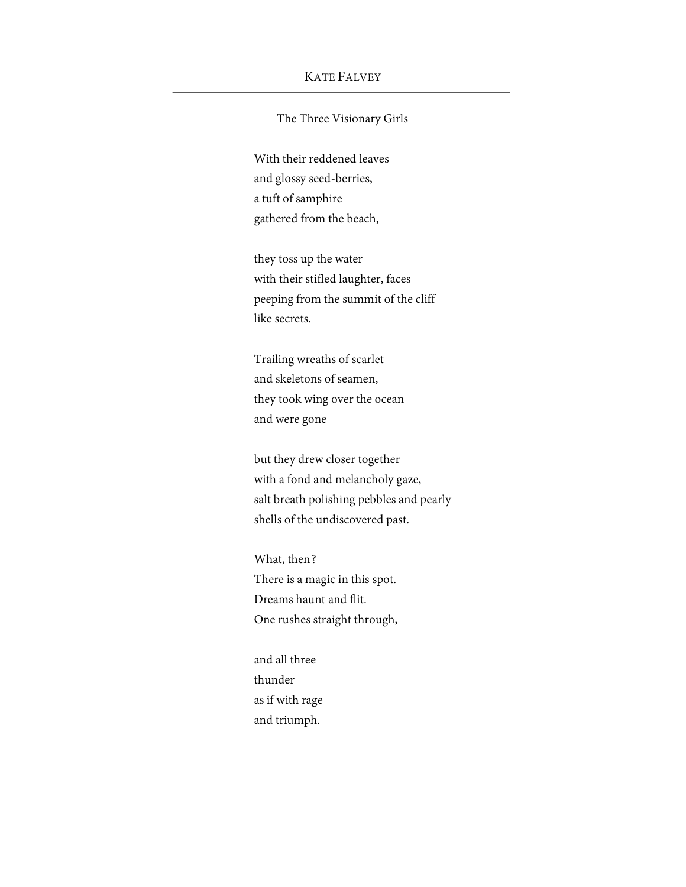KATE FALVEY

## The Three Visionary Girls

With their reddened leaves  
and glossy seed-berries,  
a tuft of samphire  
gathered from the beach,

they toss up the water  
with their stifled laughter, faces  
peeping from the summit of the cliff  
like secrets.

Trailing wreaths of scarlet  
and skeletons of seamen,  
they took wing over the ocean  
and were gone

but they drew closer together  
with a fond and melancholy gaze,  
salt breath polishing pebbles and pearly  
shells of the undiscovered past.

What, then?  
There is a magic in this spot.  
Dreams haunt and flit.  
One rushes straight through,

and all three  
thunder  
as if with rage  
and triumph.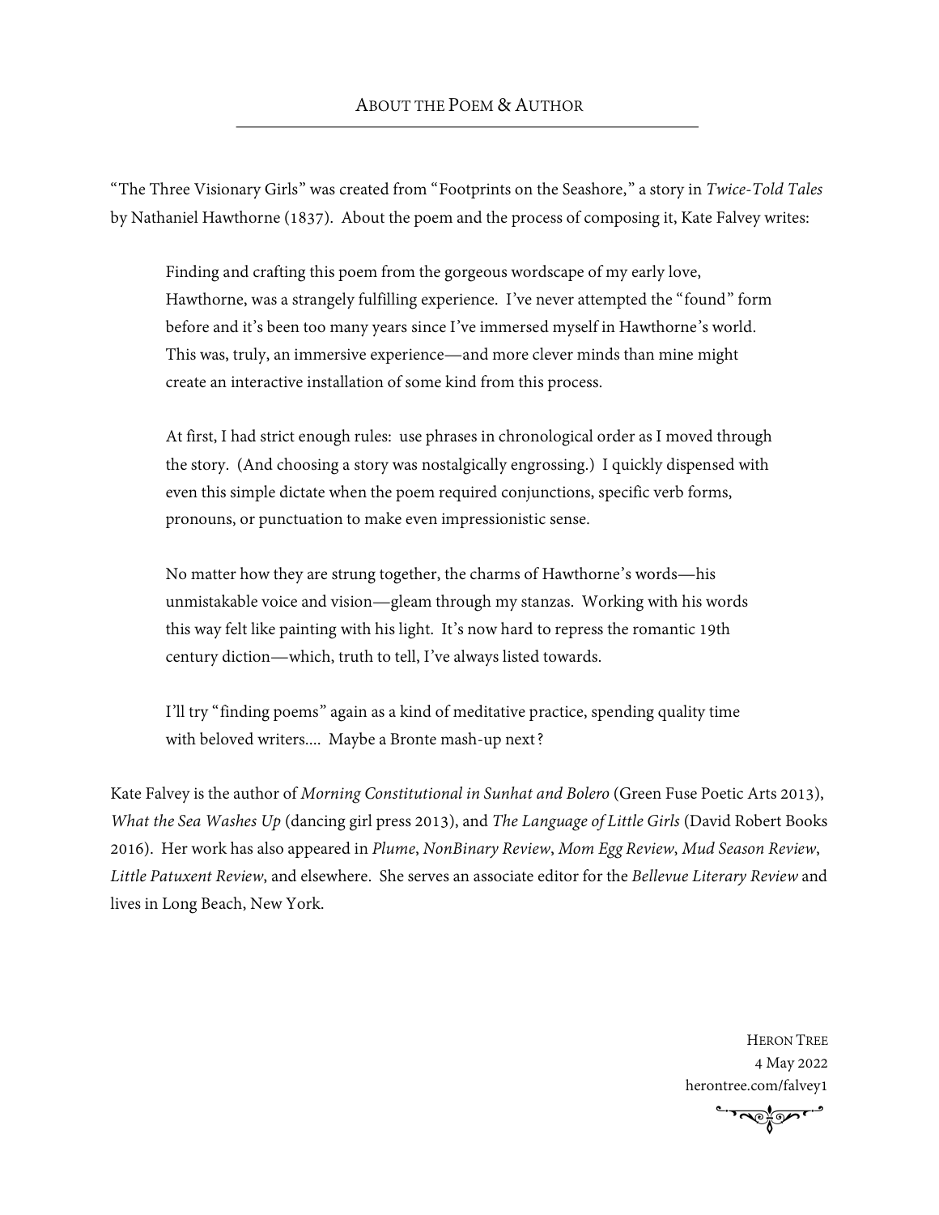## About the Poem & Author

"The Three Visionary Girls" was created from "Footprints on the Seashore," a story in *Twice-Told Tales* by Nathaniel Hawthorne (1837). About the poem and the process of composing it, Kate Falvey writes:

> Finding and crafting this poem from the gorgeous wordscape of my early love, Hawthorne, was a strangely fulfilling experience. I've never attempted the "found" form before and it's been too many years since I've immersed myself in Hawthorne's world. This was, truly, an immersive experience—and more clever minds than mine might create an interactive installation of some kind from this process.
>
> At first, I had strict enough rules: use phrases in chronological order as I moved through the story. (And choosing a story was nostalgically engrossing.) I quickly dispensed with even this simple dictate when the poem required conjunctions, specific verb forms, pronouns, or punctuation to make even impressionistic sense.
>
> No matter how they are strung together, the charms of Hawthorne's words—his unmistakable voice and vision—gleam through my stanzas. Working with his words this way felt like painting with his light. It's now hard to repress the romantic 19th century diction—which, truth to tell, I've always listed towards.
>
> I'll try "finding poems" again as a kind of meditative practice, spending quality time with beloved writers.... Maybe a Bronte mash-up next?

Kate Falvey is the author of *Morning Constitutional in Sunhat and Bolero* (Green Fuse Poetic Arts 2013), *What the Sea Washes Up* (dancing girl press 2013), and *The Language of Little Girls* (David Robert Books 2016). Her work has also appeared in *Plume*, *NonBinary Review*, *Mom Egg Review*, *Mud Season Review*, *Little Patuxent Review*, and elsewhere. She serves an associate editor for the *Bellevue Literary Review* and lives in Long Beach, New York.

Heron Tree
4 May 2022
herontree.com/falvey1